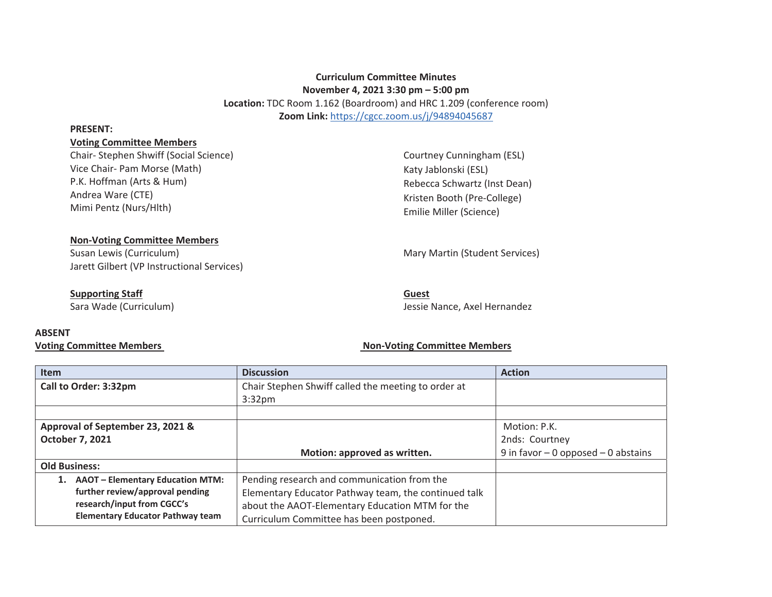**Curriculum Committee Minutes**
**November 4, 2021 3:30 pm – 5:00 pm**
**Location:** TDC Room 1.162 (Boardroom) and HRC 1.209 (conference room)
**Zoom Link:** https://cgcc.zoom.us/j/94894045687

**PRESENT:**

**Voting Committee Members**

Chair- Stephen Shwiff (Social Science)
Vice Chair- Pam Morse (Math)
P.K. Hoffman (Arts & Hum)
Andrea Ware (CTE)
Mimi Pentz (Nurs/Hlth)
Courtney Cunningham (ESL)
Katy Jablonski (ESL)
Rebecca Schwartz (Inst Dean)
Kristen Booth (Pre-College)
Emilie Miller (Science)

**Non-Voting Committee Members**

Susan Lewis (Curriculum)
Jarett Gilbert (VP Instructional Services)
Mary Martin (Student Services)

**Supporting Staff**

Sara Wade (Curriculum)

**Guest**

Jessie Nance, Axel Hernandez

**ABSENT**

**Voting Committee Members**

**Non-Voting Committee Members**

| Item | Discussion | Action |
|---|---|---|
| **Call to Order: 3:32pm** | Chair Stephen Shwiff called the meeting to order at 3:32pm | |
| | | |
| **Approval of September 23, 2021 & October 7, 2021** | **Motion: approved as written.** | Motion: P.K.<br>2nds: Courtney<br>9 in favor – 0 opposed – 0 abstains |
| **Old Business:** | | |
| **1. AAOT – Elementary Education MTM: further review/approval pending research/input from CGCC's Elementary Educator Pathway team** | Pending research and communication from the Elementary Educator Pathway team, the continued talk about the AAOT-Elementary Education MTM for the Curriculum Committee has been postponed. | |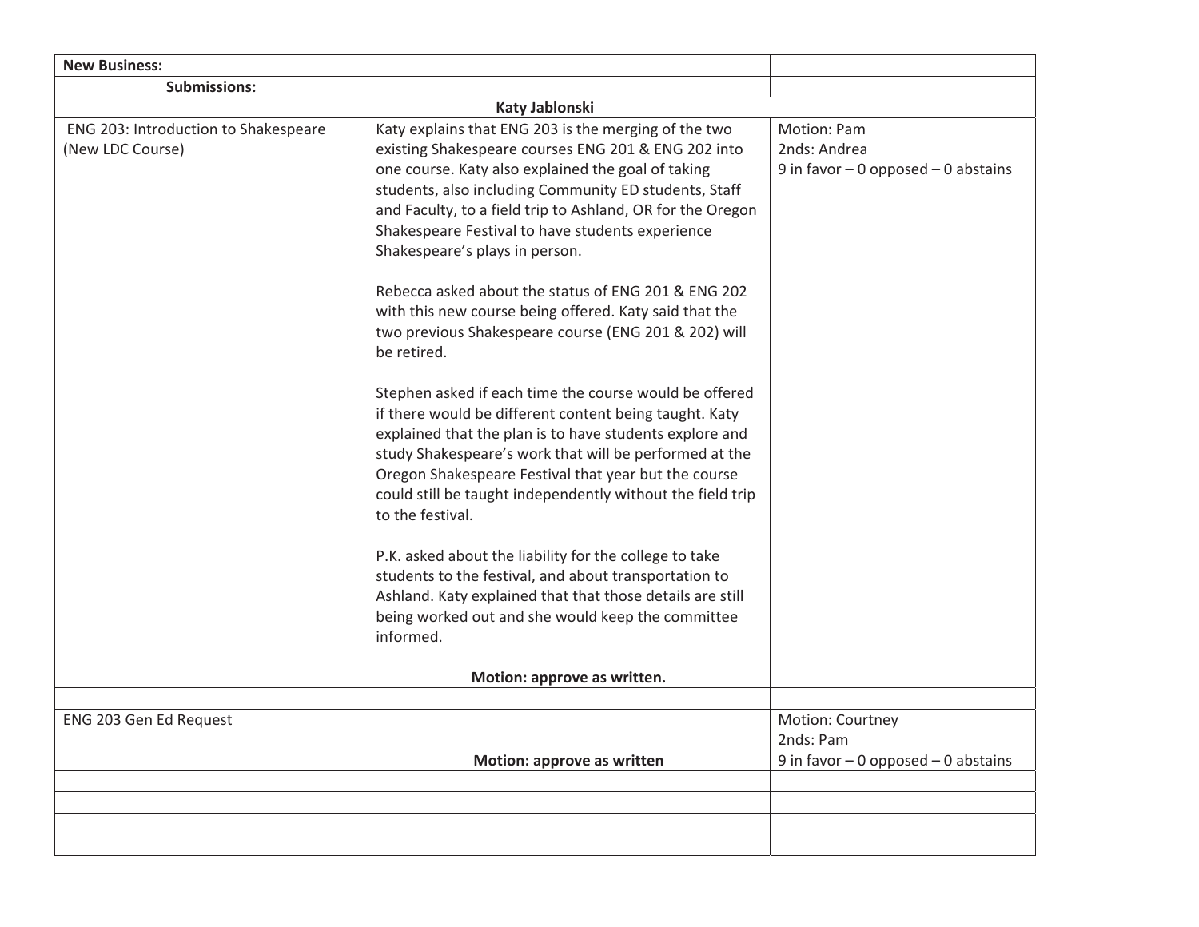| **New Business:** | | |
|---|---|---|
| **Submissions:** | | |
| | **Katy Jablonski** | |
| ENG 203: Introduction to Shakespeare (New LDC Course) | Katy explains that ENG 203 is the merging of the two existing Shakespeare courses ENG 201 & ENG 202 into one course. Katy also explained the goal of taking students, also including Community ED students, Staff and Faculty, to a field trip to Ashland, OR for the Oregon Shakespeare Festival to have students experience Shakespeare's plays in person.<br><br>Rebecca asked about the status of ENG 201 & ENG 202 with this new course being offered. Katy said that the two previous Shakespeare course (ENG 201 & 202) will be retired.<br><br>Stephen asked if each time the course would be offered if there would be different content being taught. Katy explained that the plan is to have students explore and study Shakespeare's work that will be performed at the Oregon Shakespeare Festival that year but the course could still be taught independently without the field trip to the festival.<br><br>P.K. asked about the liability for the college to take students to the festival, and about transportation to Ashland. Katy explained that that those details are still being worked out and she would keep the committee informed.<br><br>**Motion: approve as written.** | Motion: Pam<br>2nds: Andrea<br>9 in favor – 0 opposed – 0 abstains |
| | | |
| ENG 203 Gen Ed Request | **Motion: approve as written** | Motion: Courtney<br>2nds: Pam<br>9 in favor – 0 opposed – 0 abstains |
| | | |
| | | |
| | | |
| | | |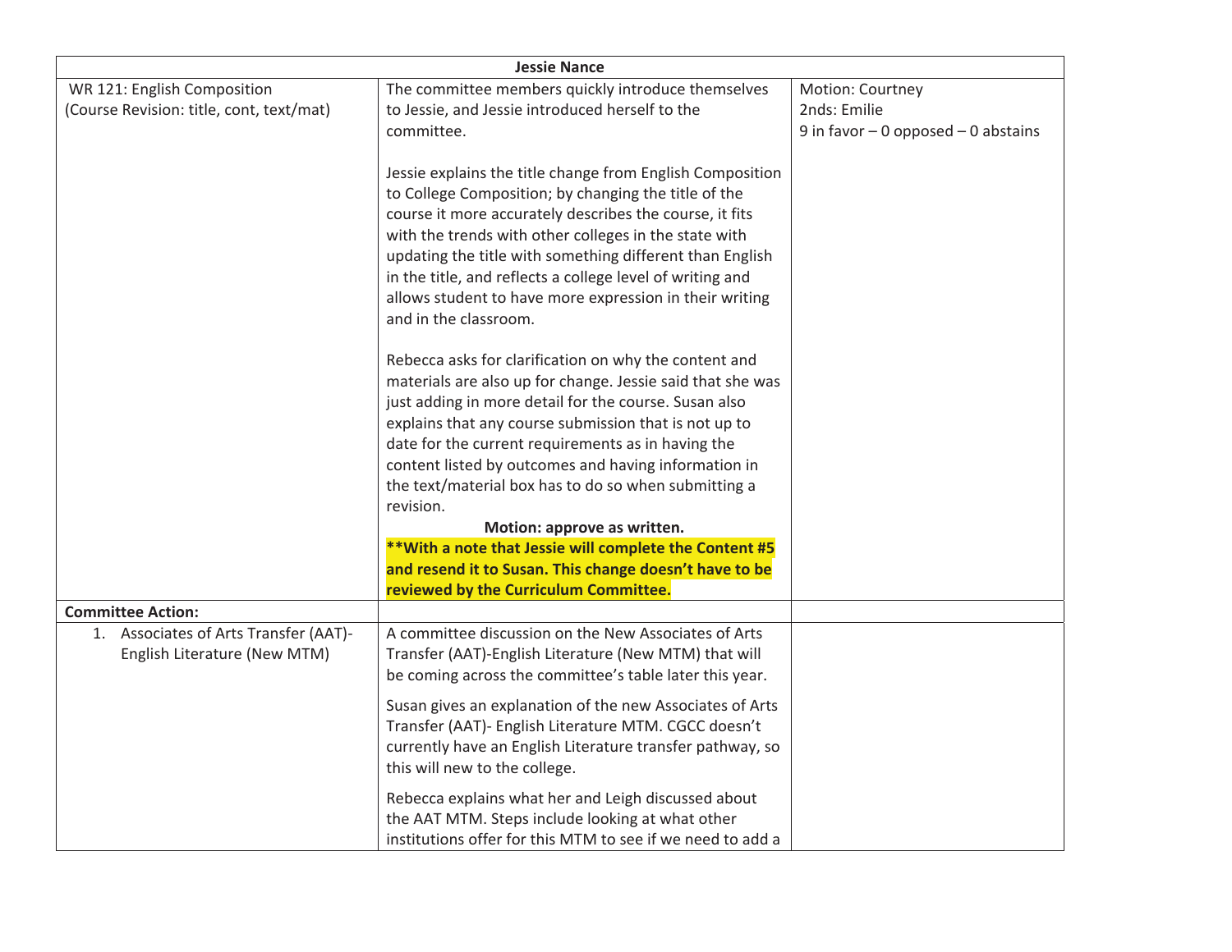| Jessie Nance | | |
|---|---|---|
| WR 121: English Composition (Course Revision: title, cont, text/mat) | The committee members quickly introduce themselves to Jessie, and Jessie introduced herself to the committee.<br><br>Jessie explains the title change from English Composition to College Composition; by changing the title of the course it more accurately describes the course, it fits with the trends with other colleges in the state with updating the title with something different than English in the title, and reflects a college level of writing and allows student to have more expression in their writing and in the classroom.<br><br>Rebecca asks for clarification on why the content and materials are also up for change. Jessie said that she was just adding in more detail for the course. Susan also explains that any course submission that is not up to date for the current requirements as in having the content listed by outcomes and having information in the text/material box has to do so when submitting a revision.<br>**Motion: approve as written.**<br>****With a note that Jessie will complete the Content #5 and resend it to Susan. This change doesn't have to be reviewed by the Curriculum Committee.** | Motion: Courtney<br>2nds: Emilie<br>9 in favor – 0 opposed – 0 abstains |
| **Committee Action:** | | |
| 1. Associates of Arts Transfer (AAT)- English Literature (New MTM) | A committee discussion on the New Associates of Arts Transfer (AAT)-English Literature (New MTM) that will be coming across the committee's table later this year.<br><br>Susan gives an explanation of the new Associates of Arts Transfer (AAT)- English Literature MTM. CGCC doesn't currently have an English Literature transfer pathway, so this will new to the college.<br><br>Rebecca explains what her and Leigh discussed about the AAT MTM. Steps include looking at what other institutions offer for this MTM to see if we need to add a | |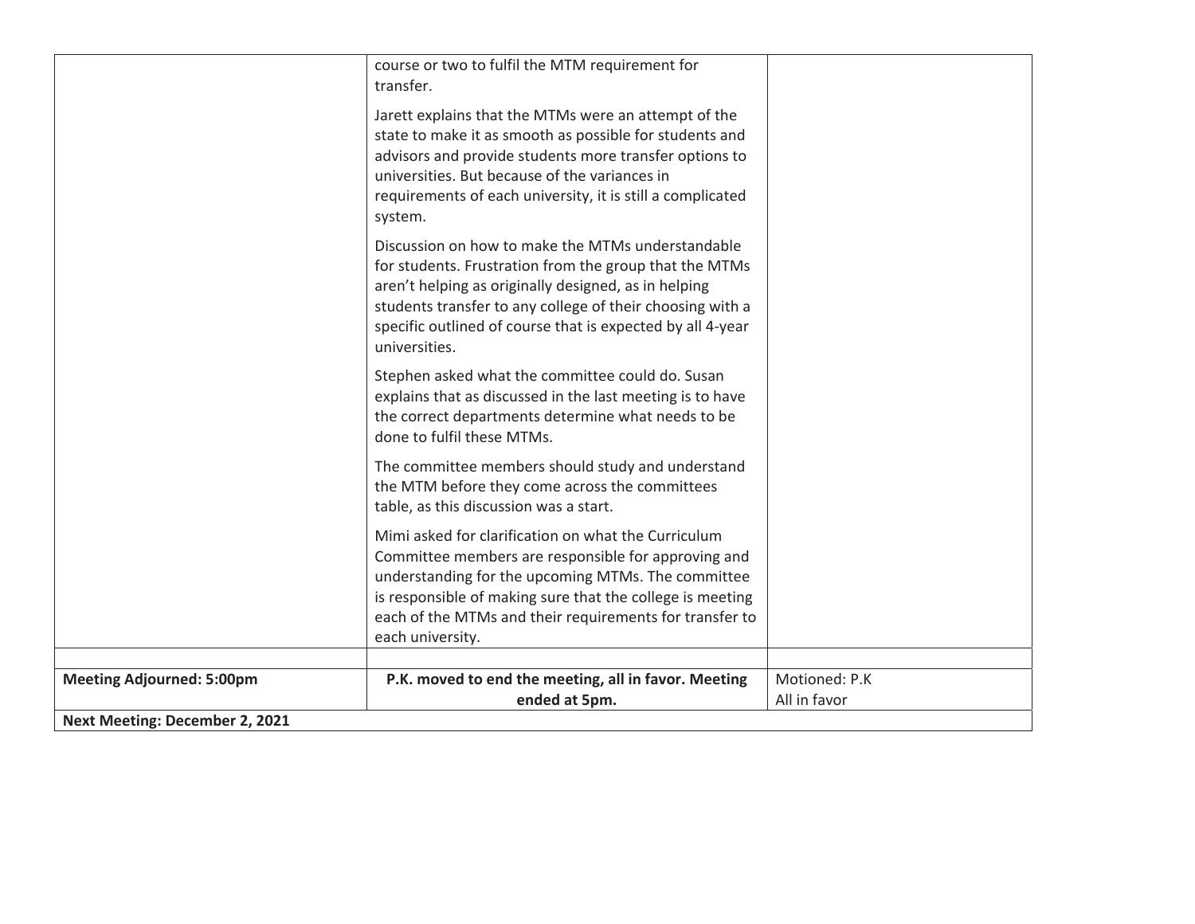| | | |
|---|---|---|
| | course or two to fulfil the MTM requirement for transfer.<br><br>Jarett explains that the MTMs were an attempt of the state to make it as smooth as possible for students and advisors and provide students more transfer options to universities. But because of the variances in requirements of each university, it is still a complicated system.<br><br>Discussion on how to make the MTMs understandable for students. Frustration from the group that the MTMs aren't helping as originally designed, as in helping students transfer to any college of their choosing with a specific outlined of course that is expected by all 4-year universities.<br><br>Stephen asked what the committee could do. Susan explains that as discussed in the last meeting is to have the correct departments determine what needs to be done to fulfil these MTMs.<br><br>The committee members should study and understand the MTM before they come across the committees table, as this discussion was a start.<br><br>Mimi asked for clarification on what the Curriculum Committee members are responsible for approving and understanding for the upcoming MTMs. The committee is responsible of making sure that the college is meeting each of the MTMs and their requirements for transfer to each university. | |
| | | |
| **Meeting Adjourned: 5:00pm** | **P.K. moved to end the meeting, all in favor. Meeting ended at 5pm.** | Motioned: P.K<br>All in favor |
| **Next Meeting: December 2, 2021** | | |